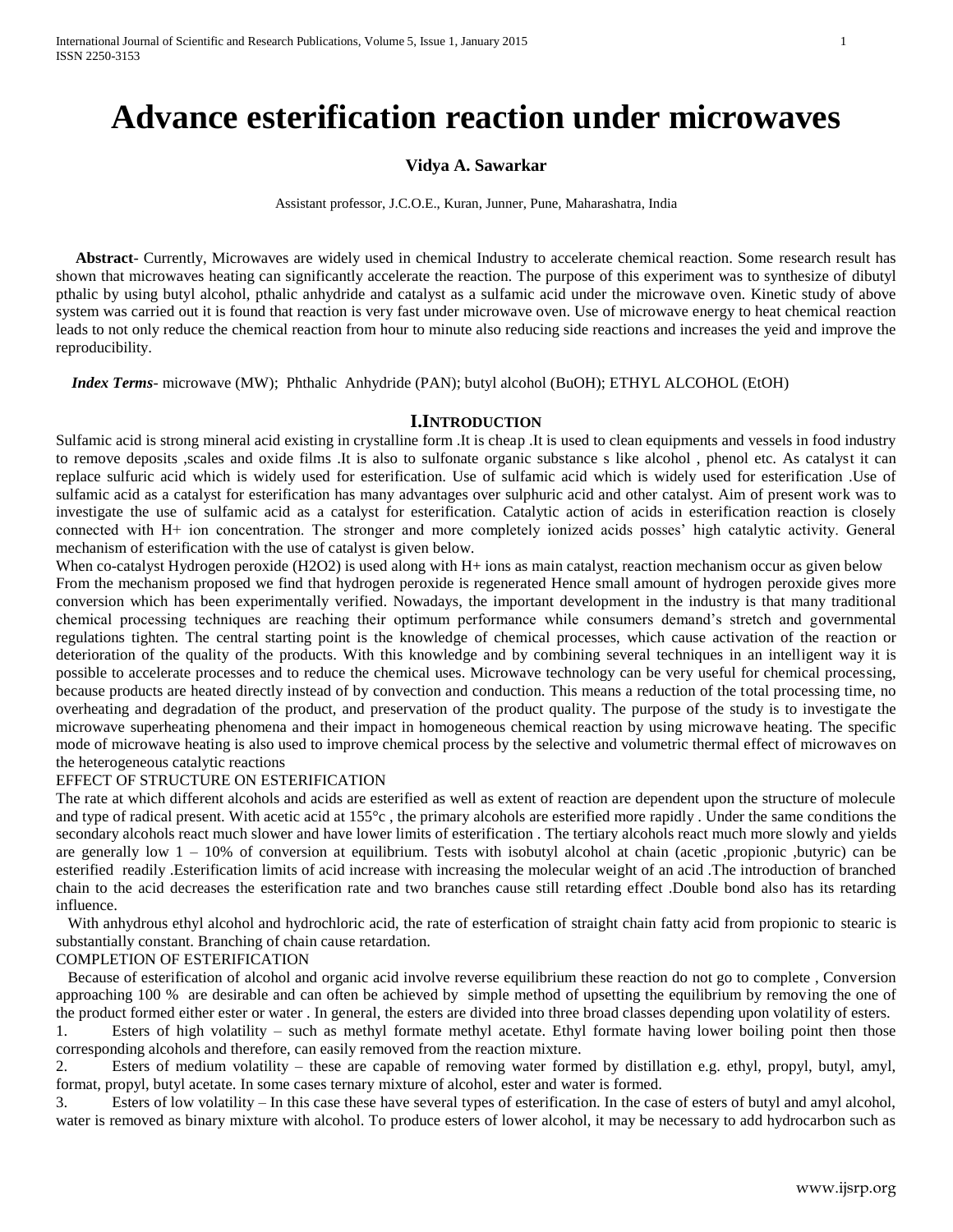# Advance esterification reaction under microwaves

**Vidya A. Sawarkar**

Assistant professor, J.C.O.E., Kuran, Junner, Pune, Maharashatra, India

**Abstract**- Currently, Microwaves are widely used in chemical Industry to accelerate chemical reaction. Some research result has shown that microwaves heating can significantly accelerate the reaction. The purpose of this experiment was to synthesize of dibutyl pthalic by using butyl alcohol, pthalic anhydride and catalyst as a sulfamic acid under the microwave oven. Kinetic study of above system was carried out it is found that reaction is very fast under microwave oven. Use of microwave energy to heat chemical reaction leads to not only reduce the chemical reaction from hour to minute also reducing side reactions and increases the yeid and improve the reproducibility.

***Index Terms***- microwave (MW); Phthalic Anhydride (PAN); butyl alcohol (BuOH); ETHYL ALCOHOL (EtOH)

## I.Introduction

Sulfamic acid is strong mineral acid existing in crystalline form .It is cheap .It is used to clean equipments and vessels in food industry to remove deposits ,scales and oxide films .It is also to sulfonate organic substance s like alcohol , phenol etc. As catalyst it can replace sulfuric acid which is widely used for esterification. Use of sulfamic acid which is widely used for esterification .Use of sulfamic acid as a catalyst for esterification has many advantages over sulphuric acid and other catalyst. Aim of present work was to investigate the use of sulfamic acid as a catalyst for esterification. Catalytic action of acids in esterification reaction is closely connected with H+ ion concentration. The stronger and more completely ionized acids posses' high catalytic activity. General mechanism of esterification with the use of catalyst is given below.

When co-catalyst Hydrogen peroxide ($H_2O_2$) is used along with H+ ions as main catalyst, reaction mechanism occur as given below

From the mechanism proposed we find that hydrogen peroxide is regenerated Hence small amount of hydrogen peroxide gives more conversion which has been experimentally verified. Nowadays, the important development in the industry is that many traditional chemical processing techniques are reaching their optimum performance while consumers demand's stretch and governmental regulations tighten. The central starting point is the knowledge of chemical processes, which cause activation of the reaction or deterioration of the quality of the products. With this knowledge and by combining several techniques in an intelligent way it is possible to accelerate processes and to reduce the chemical uses. Microwave technology can be very useful for chemical processing, because products are heated directly instead of by convection and conduction. This means a reduction of the total processing time, no overheating and degradation of the product, and preservation of the product quality. The purpose of the study is to investigate the microwave superheating phenomena and their impact in homogeneous chemical reaction by using microwave heating. The specific mode of microwave heating is also used to improve chemical process by the selective and volumetric thermal effect of microwaves on the heterogeneous catalytic reactions

EFFECT OF STRUCTURE ON ESTERIFICATION

The rate at which different alcohols and acids are esterified as well as extent of reaction are dependent upon the structure of molecule and type of radical present. With acetic acid at 155°c , the primary alcohols are esterified more rapidly . Under the same conditions the secondary alcohols react much slower and have lower limits of esterification . The tertiary alcohols react much more slowly and yields are generally low 1 – 10% of conversion at equilibrium. Tests with isobutyl alcohol at chain (acetic ,propionic ,butyric) can be esterified readily .Esterification limits of acid increase with increasing the molecular weight of an acid .The introduction of branched chain to the acid decreases the esterification rate and two branches cause still retarding effect .Double bond also has its retarding influence.

With anhydrous ethyl alcohol and hydrochloric acid, the rate of esterfication of straight chain fatty acid from propionic to stearic is substantially constant. Branching of chain cause retardation.

COMPLETION OF ESTERIFICATION

Because of esterification of alcohol and organic acid involve reverse equilibrium these reaction do not go to complete , Conversion approaching 100 % are desirable and can often be achieved by simple method of upsetting the equilibrium by removing the one of the product formed either ester or water . In general, the esters are divided into three broad classes depending upon volatility of esters.

1. Esters of high volatility – such as methyl formate methyl acetate. Ethyl formate having lower boiling point then those corresponding alcohols and therefore, can easily removed from the reaction mixture.
2. Esters of medium volatility – these are capable of removing water formed by distillation e.g. ethyl, propyl, butyl, amyl, format, propyl, butyl acetate. In some cases ternary mixture of alcohol, ester and water is formed.
3. Esters of low volatility – In this case these have several types of esterification. In the case of esters of butyl and amyl alcohol, water is removed as binary mixture with alcohol. To produce esters of lower alcohol, it may be necessary to add hydrocarbon such as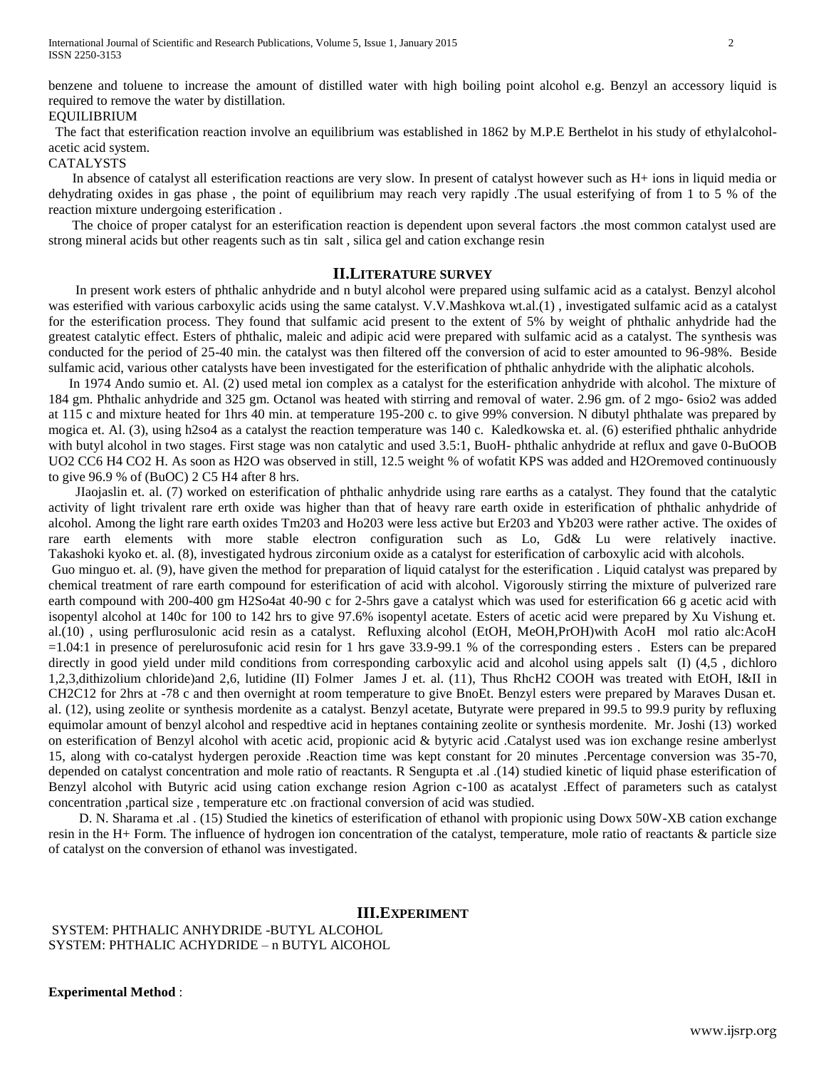benzene and toluene to increase the amount of distilled water with high boiling point alcohol e.g. Benzyl an accessory liquid is required to remove the water by distillation.

EQUILIBRIUM

The fact that esterification reaction involve an equilibrium was established in 1862 by M.P.E Berthelot in his study of ethylalcohol-acetic acid system.

CATALYSTS

In absence of catalyst all esterification reactions are very slow. In present of catalyst however such as H+ ions in liquid media or dehydrating oxides in gas phase , the point of equilibrium may reach very rapidly .The usual esterifying of from 1 to 5 % of the reaction mixture undergoing esterification .

The choice of proper catalyst for an esterification reaction is dependent upon several factors .the most common catalyst used are strong mineral acids but other reagents such as tin salt , silica gel and cation exchange resin

## II.LITERATURE SURVEY

In present work esters of phthalic anhydride and n butyl alcohol were prepared using sulfamic acid as a catalyst. Benzyl alcohol was esterified with various carboxylic acids using the same catalyst. V.V.Mashkova wt.al.(1) , investigated sulfamic acid as a catalyst for the esterification process. They found that sulfamic acid present to the extent of 5% by weight of phthalic anhydride had the greatest catalytic effect. Esters of phthalic, maleic and adipic acid were prepared with sulfamic acid as a catalyst. The synthesis was conducted for the period of 25-40 min. the catalyst was then filtered off the conversion of acid to ester amounted to 96-98%. Beside sulfamic acid, various other catalysts have been investigated for the esterification of phthalic anhydride with the aliphatic alcohols.

In 1974 Ando sumio et. Al. (2) used metal ion complex as a catalyst for the esterification anhydride with alcohol. The mixture of 184 gm. Phthalic anhydride and 325 gm. Octanol was heated with stirring and removal of water. 2.96 gm. of 2 mgo- 6sio2 was added at 115 c and mixture heated for 1hrs 40 min. at temperature 195-200 c. to give 99% conversion. N dibutyl phthalate was prepared by mogica et. Al. (3), using h2so4 as a catalyst the reaction temperature was 140 c. Kaledkowska et. al. (6) esterified phthalic anhydride with butyl alcohol in two stages. First stage was non catalytic and used 3.5:1, BuoH- phthalic anhydride at reflux and gave 0-BuOOB UO2 CC6 H4 CO2 H. As soon as H2O was observed in still, 12.5 weight % of wofatit KPS was added and H2Oremoved continuously to give 96.9 % of (BuOC) 2 C5 H4 after 8 hrs.

JIaojaslin et. al. (7) worked on esterification of phthalic anhydride using rare earths as a catalyst. They found that the catalytic activity of light trivalent rare erth oxide was higher than that of heavy rare earth oxide in esterification of phthalic anhydride of alcohol. Among the light rare earth oxides Tm203 and Ho203 were less active but Er203 and Yb203 were rather active. The oxides of rare earth elements with more stable electron configuration such as Lo, Gd& Lu were relatively inactive. Takashoki kyoko et. al. (8), investigated hydrous zirconium oxide as a catalyst for esterification of carboxylic acid with alcohols.

Guo minguo et. al. (9), have given the method for preparation of liquid catalyst for the esterification . Liquid catalyst was prepared by chemical treatment of rare earth compound for esterification of acid with alcohol. Vigorously stirring the mixture of pulverized rare earth compound with 200-400 gm H2So4at 40-90 c for 2-5hrs gave a catalyst which was used for esterification 66 g acetic acid with isopentyl alcohol at 140c for 100 to 142 hrs to give 97.6% isopentyl acetate. Esters of acetic acid were prepared by Xu Vishung et. al.(10) , using perflurosulonic acid resin as a catalyst. Refluxing alcohol (EtOH, MeOH,PrOH)with AcoH mol ratio alc:AcoH =1.04:1 in presence of perelurosufonic acid resin for 1 hrs gave 33.9-99.1 % of the corresponding esters . Esters can be prepared directly in good yield under mild conditions from corresponding carboxylic acid and alcohol using appels salt (I) (4,5 , dichloro 1,2,3,dithizolium chloride)and 2,6, lutidine (II) Folmer James J et. al. (11), Thus RhcH2 COOH was treated with EtOH, I&II in CH2C12 for 2hrs at -78 c and then overnight at room temperature to give BnoEt. Benzyl esters were prepared by Maraves Dusan et. al. (12), using zeolite or synthesis mordenite as a catalyst. Benzyl acetate, Butyrate were prepared in 99.5 to 99.9 purity by refluxing equimolar amount of benzyl alcohol and respedtive acid in heptanes containing zeolite or synthesis mordenite. Mr. Joshi (13) worked on esterification of Benzyl alcohol with acetic acid, propionic acid & bytyric acid .Catalyst used was ion exchange resine amberlyst 15, along with co-catalyst hydergen peroxide .Reaction time was kept constant for 20 minutes .Percentage conversion was 35-70, depended on catalyst concentration and mole ratio of reactants. R Sengupta et .al .(14) studied kinetic of liquid phase esterification of Benzyl alcohol with Butyric acid using cation exchange resion Agrion c-100 as acatalyst .Effect of parameters such as catalyst concentration ,partical size , temperature etc .on fractional conversion of acid was studied.

D. N. Sharama et .al . (15) Studied the kinetics of esterification of ethanol with propionic using Dowx 50W-XB cation exchange resin in the H+ Form. The influence of hydrogen ion concentration of the catalyst, temperature, mole ratio of reactants & particle size of catalyst on the conversion of ethanol was investigated.

## III.EXPERIMENT

SYSTEM: PHTHALIC ANHYDRIDE -BUTYL ALCOHOL

SYSTEM: PHTHALIC ACHYDRIDE – n BUTYL AlCOHOL

**Experimental Method** :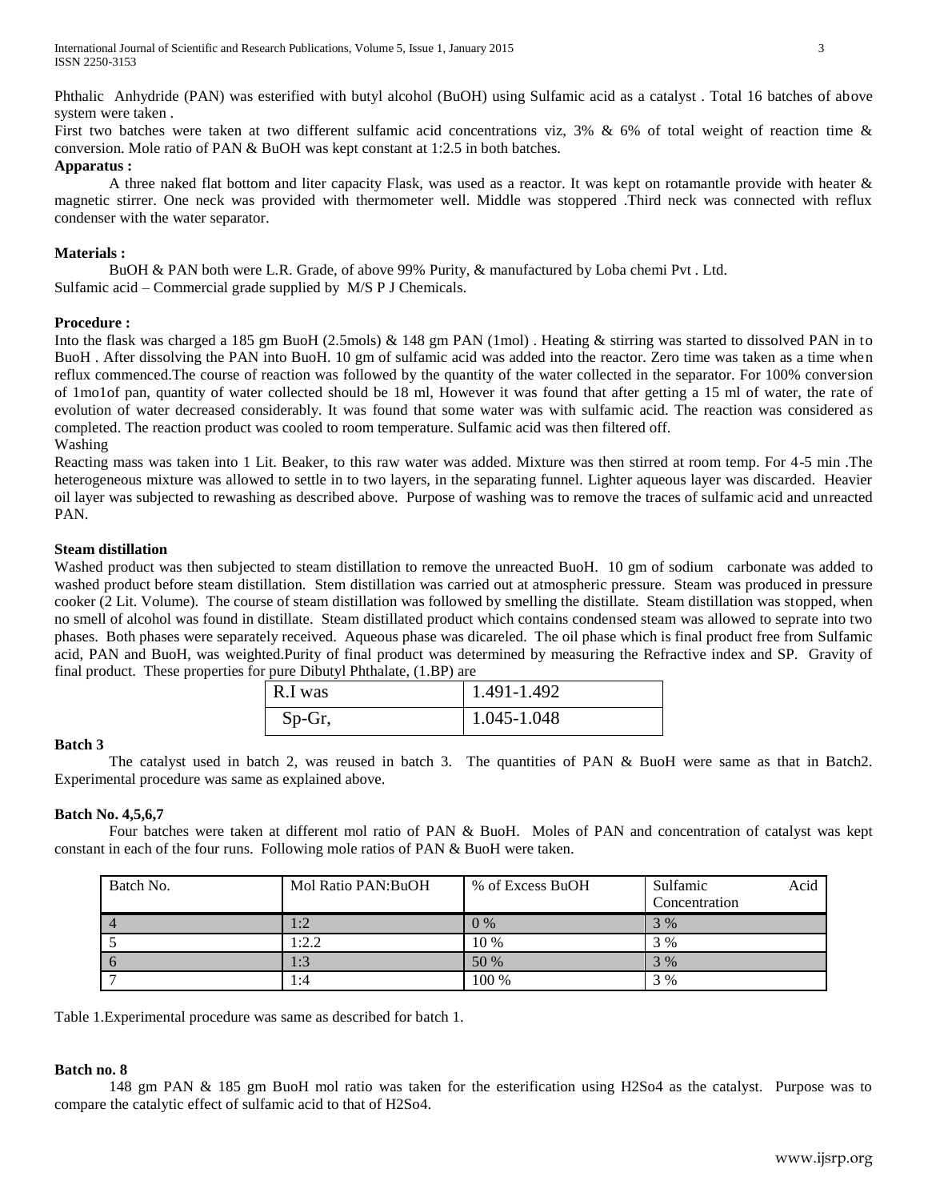Phthalic Anhydride (PAN) was esterified with butyl alcohol (BuOH) using Sulfamic acid as a catalyst . Total 16 batches of above system were taken .

First two batches were taken at two different sulfamic acid concentrations viz, 3% & 6% of total weight of reaction time & conversion. Mole ratio of PAN & BuOH was kept constant at 1:2.5 in both batches.

**Apparatus :**

A three naked flat bottom and liter capacity Flask, was used as a reactor. It was kept on rotamantle provide with heater & magnetic stirrer. One neck was provided with thermometer well. Middle was stoppered .Third neck was connected with reflux condenser with the water separator.

**Materials :**

BuOH & PAN both were L.R. Grade, of above 99% Purity, & manufactured by Loba chemi Pvt . Ltd.
Sulfamic acid – Commercial grade supplied by M/S P J Chemicals.

**Procedure :**

Into the flask was charged a 185 gm BuoH (2.5mols) & 148 gm PAN (1mol) . Heating & stirring was started to dissolved PAN in to BuoH . After dissolving the PAN into BuoH. 10 gm of sulfamic acid was added into the reactor. Zero time was taken as a time when reflux commenced.The course of reaction was followed by the quantity of the water collected in the separator. For 100% conversion of 1mo1of pan, quantity of water collected should be 18 ml, However it was found that after getting a 15 ml of water, the rate of evolution of water decreased considerably. It was found that some water was with sulfamic acid. The reaction was considered as completed. The reaction product was cooled to room temperature. Sulfamic acid was then filtered off.

Washing

Reacting mass was taken into 1 Lit. Beaker, to this raw water was added. Mixture was then stirred at room temp. For 4-5 min .The heterogeneous mixture was allowed to settle in to two layers, in the separating funnel. Lighter aqueous layer was discarded. Heavier oil layer was subjected to rewashing as described above. Purpose of washing was to remove the traces of sulfamic acid and unreacted PAN.

**Steam distillation**

Washed product was then subjected to steam distillation to remove the unreacted BuoH. 10 gm of sodium carbonate was added to washed product before steam distillation. Stem distillation was carried out at atmospheric pressure. Steam was produced in pressure cooker (2 Lit. Volume). The course of steam distillation was followed by smelling the distillate. Steam distillation was stopped, when no smell of alcohol was found in distillate. Steam distillated product which contains condensed steam was allowed to seprate into two phases. Both phases were separately received. Aqueous phase was dicareled. The oil phase which is final product free from Sulfamic acid, PAN and BuoH, was weighted.Purity of final product was determined by measuring the Refractive index and SP. Gravity of final product. These properties for pure Dibutyl Phthalate, (1.BP) are

| R.I was | 1.491-1.492 |
|---|---|
| Sp-Gr, | 1.045-1.048 |

**Batch 3**

The catalyst used in batch 2, was reused in batch 3. The quantities of PAN & BuoH were same as that in Batch2. Experimental procedure was same as explained above.

**Batch No. 4,5,6,7**

Four batches were taken at different mol ratio of PAN & BuoH. Moles of PAN and concentration of catalyst was kept constant in each of the four runs. Following mole ratios of PAN & BuoH were taken.

| Batch No. | Mol Ratio PAN:BuOH | % of Excess BuOH | Sulfamic Acid Concentration |
|---|---|---|---|
| 4 | 1:2 | 0 % | 3 % |
| 5 | 1:2.2 | 10 % | 3 % |
| 6 | 1:3 | 50 % | 3 % |
| 7 | 1:4 | 100 % | 3 % |

Table 1.Experimental procedure was same as described for batch 1.

**Batch no. 8**

148 gm PAN & 185 gm BuoH mol ratio was taken for the esterification using $H_2SO_4$ as the catalyst. Purpose was to compare the catalytic effect of sulfamic acid to that of $H_2SO_4$.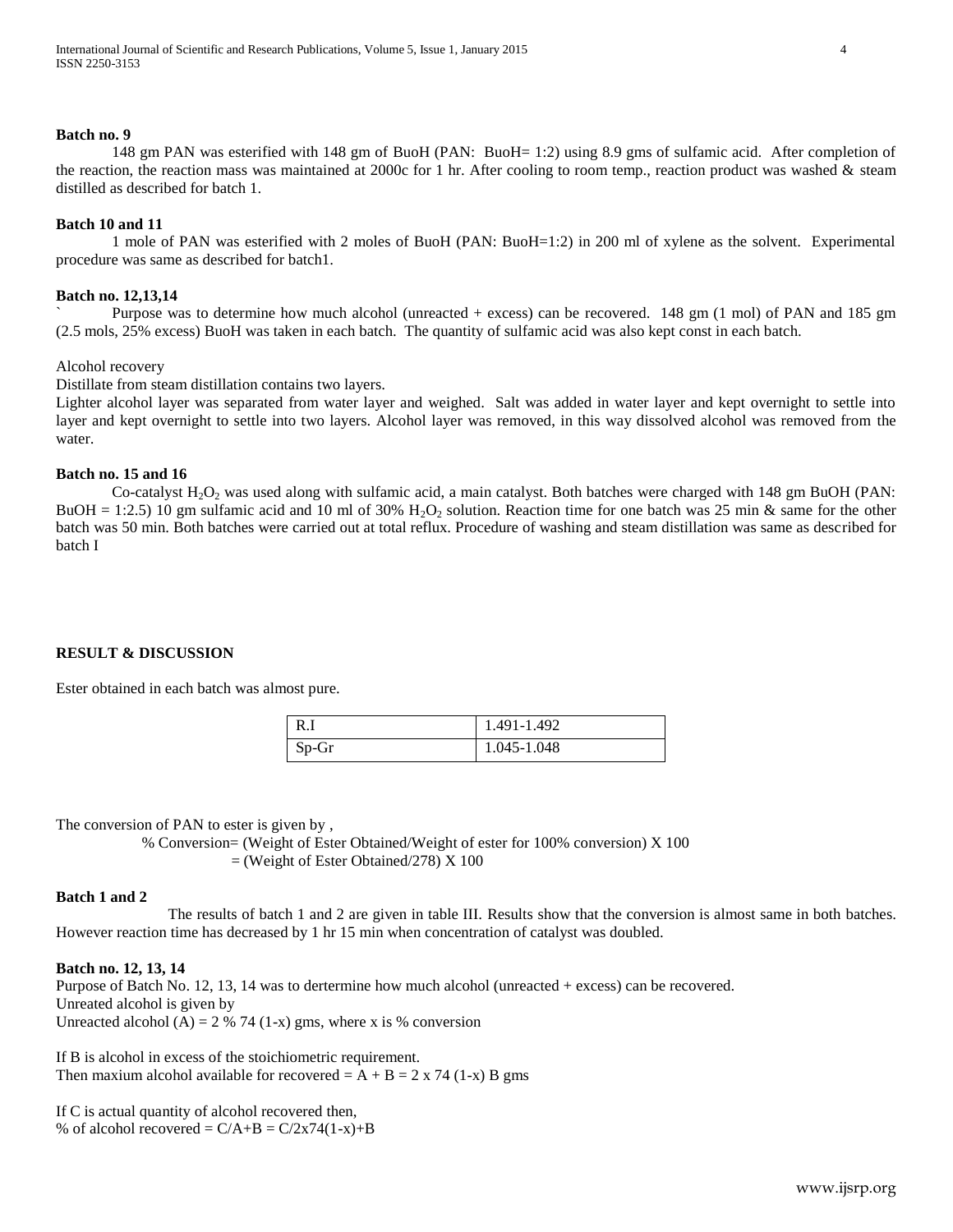**Batch no. 9**

148 gm PAN was esterified with 148 gm of BuoH (PAN: BuoH= 1:2) using 8.9 gms of sulfamic acid. After completion of the reaction, the reaction mass was maintained at 2000c for 1 hr. After cooling to room temp., reaction product was washed & steam distilled as described for batch 1.

**Batch 10 and 11**

1 mole of PAN was esterified with 2 moles of BuoH (PAN: BuoH=1:2) in 200 ml of xylene as the solvent. Experimental procedure was same as described for batch1.

**Batch no. 12,13,14**

` Purpose was to determine how much alcohol (unreacted + excess) can be recovered. 148 gm (1 mol) of PAN and 185 gm (2.5 mols, 25% excess) BuoH was taken in each batch. The quantity of sulfamic acid was also kept const in each batch.

Alcohol recovery

Distillate from steam distillation contains two layers.

Lighter alcohol layer was separated from water layer and weighed. Salt was added in water layer and kept overnight to settle into layer and kept overnight to settle into two layers. Alcohol layer was removed, in this way dissolved alcohol was removed from the water.

**Batch no. 15 and 16**

Co-catalyst $H_2O_2$ was used along with sulfamic acid, a main catalyst. Both batches were charged with 148 gm BuOH (PAN: BuOH = 1:2.5) 10 gm sulfamic acid and 10 ml of 30% $H_2O_2$ solution. Reaction time for one batch was 25 min & same for the other batch was 50 min. Both batches were carried out at total reflux. Procedure of washing and steam distillation was same as described for batch I

**RESULT & DISCUSSION**

Ester obtained in each batch was almost pure.

| R.I | 1.491-1.492 |
|---|---|
| Sp-Gr | 1.045-1.048 |

The conversion of PAN to ester is given by ,

% Conversion= (Weight of Ester Obtained/Weight of ester for 100% conversion) X 100
= (Weight of Ester Obtained/278) X 100

**Batch 1 and 2**

The results of batch 1 and 2 are given in table III. Results show that the conversion is almost same in both batches. However reaction time has decreased by 1 hr 15 min when concentration of catalyst was doubled.

**Batch no. 12, 13, 14**

Purpose of Batch No. 12, 13, 14 was to dertermine how much alcohol (unreacted + excess) can be recovered.

Unreated alcohol is given by

Unreacted alcohol (A) = 2 % 74 (1-x) gms, where x is % conversion

If B is alcohol in excess of the stoichiometric requirement.

Then maxium alcohol available for recovered = A + B = 2 x 74 (1-x) B gms

If C is actual quantity of alcohol recovered then,

% of alcohol recovered = C/A+B = C/2x74(1-x)+B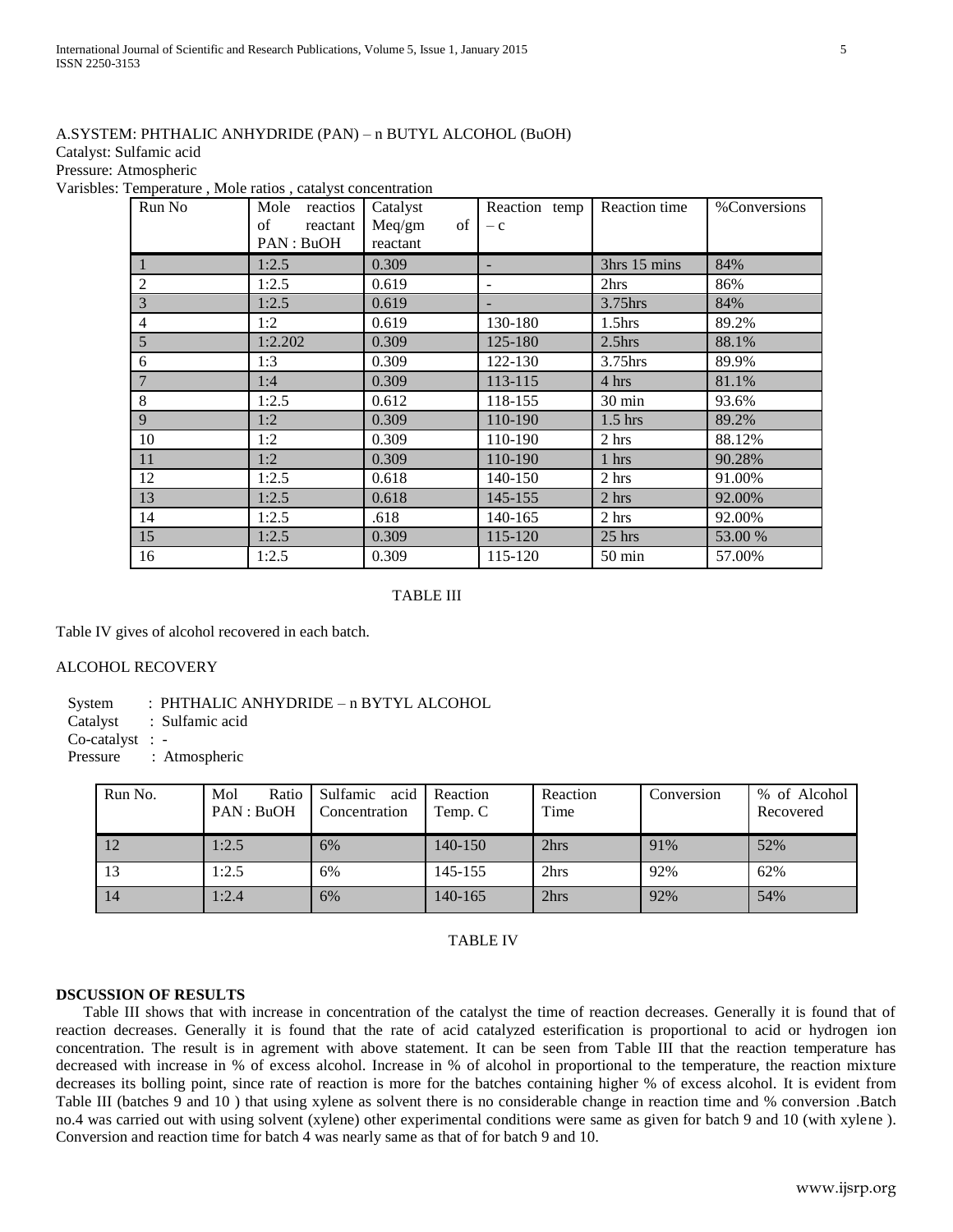A.SYSTEM: PHTHALIC ANHYDRIDE (PAN) – n BUTYL ALCOHOL (BuOH)

Catalyst: Sulfamic acid

Pressure: Atmospheric

Varisbles: Temperature , Mole ratios , catalyst concentration

| Run No | Mole reactios of reactant PAN : BuOH | Catalyst Meq/gm of reactant | Reaction temp – c | Reaction time | %Conversions |
|---|---|---|---|---|---|
| 1 | 1:2.5 | 0.309 | - | 3hrs 15 mins | 84% |
| 2 | 1:2.5 | 0.619 | - | 2hrs | 86% |
| 3 | 1:2.5 | 0.619 | - | 3.75hrs | 84% |
| 4 | 1:2 | 0.619 | 130-180 | 1.5hrs | 89.2% |
| 5 | 1:2.202 | 0.309 | 125-180 | 2.5hrs | 88.1% |
| 6 | 1:3 | 0.309 | 122-130 | 3.75hrs | 89.9% |
| 7 | 1:4 | 0.309 | 113-115 | 4 hrs | 81.1% |
| 8 | 1:2.5 | 0.612 | 118-155 | 30 min | 93.6% |
| 9 | 1:2 | 0.309 | 110-190 | 1.5 hrs | 89.2% |
| 10 | 1:2 | 0.309 | 110-190 | 2 hrs | 88.12% |
| 11 | 1:2 | 0.309 | 110-190 | 1 hrs | 90.28% |
| 12 | 1:2.5 | 0.618 | 140-150 | 2 hrs | 91.00% |
| 13 | 1:2.5 | 0.618 | 145-155 | 2 hrs | 92.00% |
| 14 | 1:2.5 | .618 | 140-165 | 2 hrs | 92.00% |
| 15 | 1:2.5 | 0.309 | 115-120 | 25 hrs | 53.00 % |
| 16 | 1:2.5 | 0.309 | 115-120 | 50 min | 57.00% |

TABLE III

Table IV gives of alcohol recovered in each batch.

ALCOHOL RECOVERY

System : PHTHALIC ANHYDRIDE – n BYTYL ALCOHOL
Catalyst : Sulfamic acid
Co-catalyst : -
Pressure : Atmospheric

| Run No. | Mol Ratio PAN : BuOH | Sulfamic acid Concentration | Reaction Temp. C | Reaction Time | Conversion | % of Alcohol Recovered |
|---|---|---|---|---|---|---|
| 12 | 1:2.5 | 6% | 140-150 | 2hrs | 91% | 52% |
| 13 | 1:2.5 | 6% | 145-155 | 2hrs | 92% | 62% |
| 14 | 1:2.4 | 6% | 140-165 | 2hrs | 92% | 54% |

TABLE IV

**DSCUSSION OF RESULTS**

Table III shows that with increase in concentration of the catalyst the time of reaction decreases. Generally it is found that of reaction decreases. Generally it is found that the rate of acid catalyzed esterification is proportional to acid or hydrogen ion concentration. The result is in agrement with above statement. It can be seen from Table III that the reaction temperature has decreased with increase in % of excess alcohol. Increase in % of alcohol in proportional to the temperature, the reaction mixture decreases its bolling point, since rate of reaction is more for the batches containing higher % of excess alcohol. It is evident from Table III (batches 9 and 10 ) that using xylene as solvent there is no considerable change in reaction time and % conversion .Batch no.4 was carried out with using solvent (xylene) other experimental conditions were same as given for batch 9 and 10 (with xylene ). Conversion and reaction time for batch 4 was nearly same as that of for batch 9 and 10.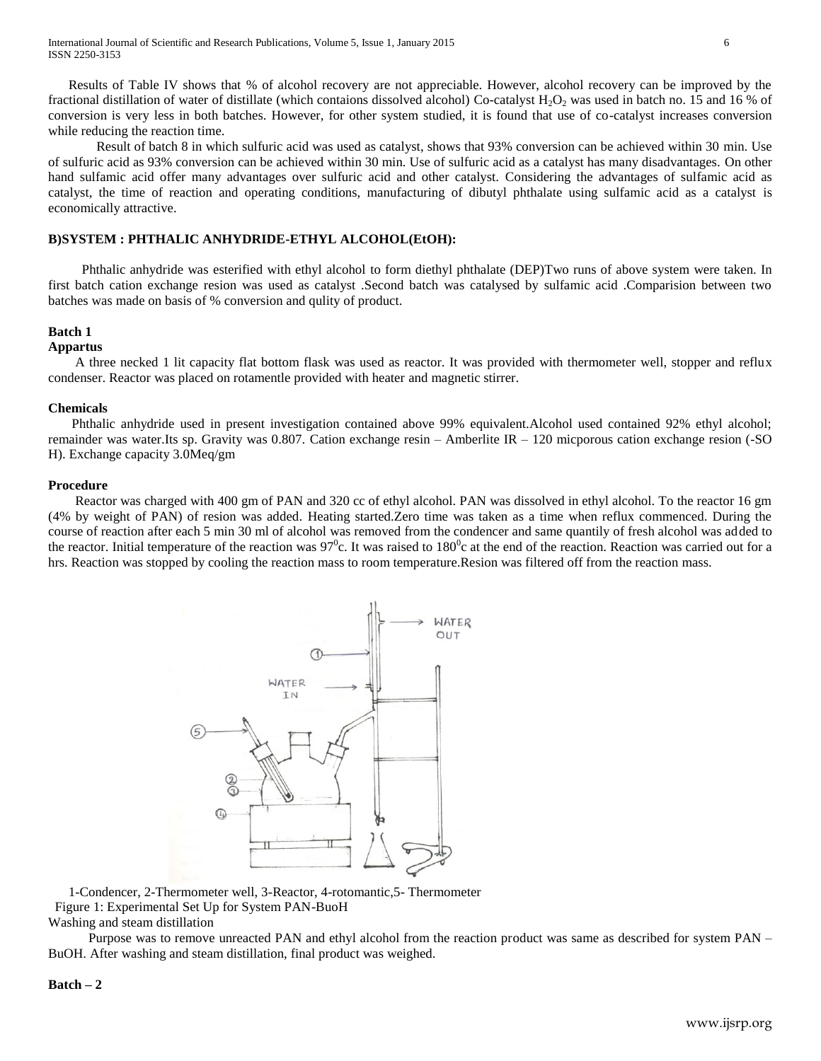Results of Table IV shows that % of alcohol recovery are not appreciable. However, alcohol recovery can be improved by the fractional distillation of water of distillate (which contaions dissolved alcohol) Co-catalyst $H_2O_2$ was used in batch no. 15 and 16 % of conversion is very less in both batches. However, for other system studied, it is found that use of co-catalyst increases conversion while reducing the reaction time.

Result of batch 8 in which sulfuric acid was used as catalyst, shows that 93% conversion can be achieved within 30 min. Use of sulfuric acid as 93% conversion can be achieved within 30 min. Use of sulfuric acid as a catalyst has many disadvantages. On other hand sulfamic acid offer many advantages over sulfuric acid and other catalyst. Considering the advantages of sulfamic acid as catalyst, the time of reaction and operating conditions, manufacturing of dibutyl phthalate using sulfamic acid as a catalyst is economically attractive.

### B)SYSTEM : PHTHALIC ANHYDRIDE-ETHYL ALCOHOL(EtOH):

Phthalic anhydride was esterified with ethyl alcohol to form diethyl phthalate (DEP)Two runs of above system were taken. In first batch cation exchange resion was used as catalyst .Second batch was catalysed by sulfamic acid .Comparision between two batches was made on basis of % conversion and qulity of product.

#### Batch 1

**Appartus**

A three necked 1 lit capacity flat bottom flask was used as reactor. It was provided with thermometer well, stopper and reflux condenser. Reactor was placed on rotamentle provided with heater and magnetic stirrer.

**Chemicals**

Phthalic anhydride used in present investigation contained above 99% equivalent.Alcohol used contained 92% ethyl alcohol; remainder was water.Its sp. Gravity was 0.807. Cation exchange resin – Amberlite IR – 120 micporous cation exchange resion (-SO H). Exchange capacity 3.0Meq/gm

**Procedure**

Reactor was charged with 400 gm of PAN and 320 cc of ethyl alcohol. PAN was dissolved in ethyl alcohol. To the reactor 16 gm (4% by weight of PAN) of resion was added. Heating started.Zero time was taken as a time when reflux commenced. During the course of reaction after each 5 min 30 ml of alcohol was removed from the condencer and same quantily of fresh alcohol was added to the reactor. Initial temperature of the reaction was $97^0$c. It was raised to $180^0$c at the end of the reaction. Reaction was carried out for a hrs. Reaction was stopped by cooling the reaction mass to room temperature.Resion was filtered off from the reaction mass.

1-Condencer, 2-Thermometer well, 3-Reactor, 4-rotomantic,5- Thermometer

Figure 1: Experimental Set Up for System PAN-BuoH

Washing and steam distillation

Purpose was to remove unreacted PAN and ethyl alcohol from the reaction product was same as described for system PAN – BuOH. After washing and steam distillation, final product was weighed.

#### Batch – 2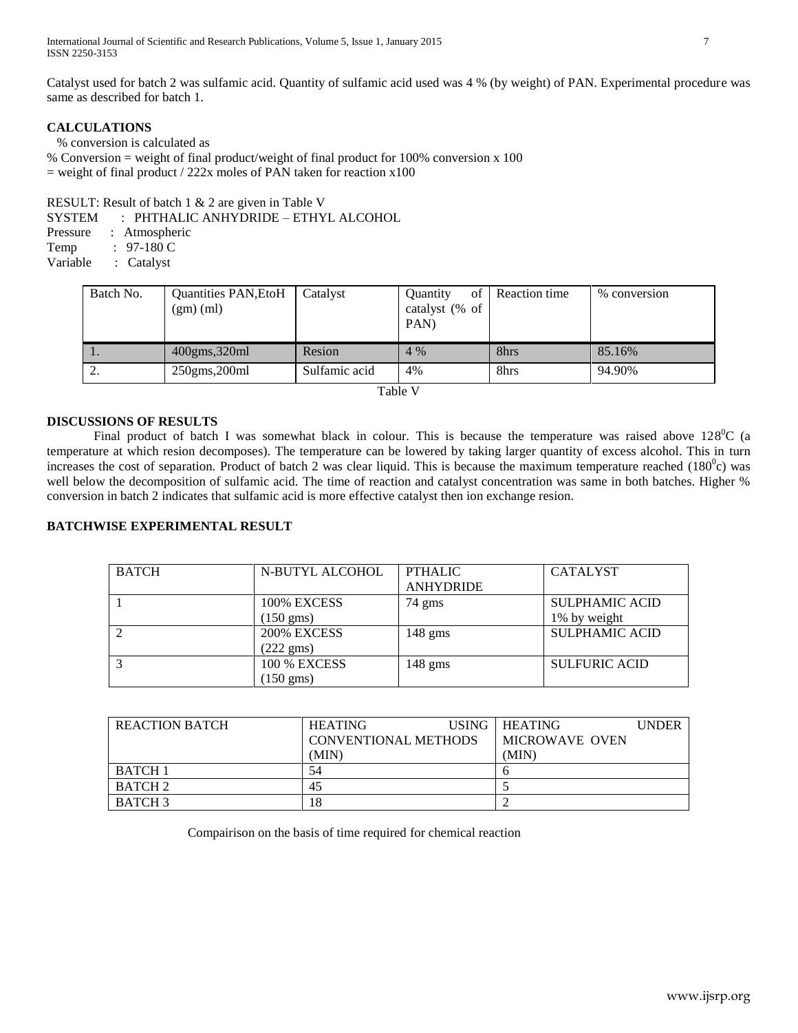Catalyst used for batch 2 was sulfamic acid. Quantity of sulfamic acid used was 4 % (by weight) of PAN. Experimental procedure was same as described for batch 1.

## CALCULATIONS

% conversion is calculated as

% Conversion = weight of final product/weight of final product for 100% conversion x 100

= weight of final product / 222x moles of PAN taken for reaction x100

RESULT: Result of batch 1 & 2 are given in Table V

SYSTEM : PHTHALIC ANHYDRIDE – ETHYL ALCOHOL

Pressure : Atmospheric

Temp : 97-180 C

Variable : Catalyst

| Batch No. | Quantities PAN,EtoH (gm) (ml) | Catalyst | Quantity of catalyst (% of PAN) | Reaction time | % conversion |
|---|---|---|---|---|---|
| 1. | 400gms,320ml | Resion | 4 % | 8hrs | 85.16% |
| 2. | 250gms,200ml | Sulfamic acid | 4% | 8hrs | 94.90% |

Table V

## DISCUSSIONS OF RESULTS

Final product of batch I was somewhat black in colour. This is because the temperature was raised above $128^0$C (a temperature at which resion decomposes). The temperature can be lowered by taking larger quantity of excess alcohol. This in turn increases the cost of separation. Product of batch 2 was clear liquid. This is because the maximum temperature reached ($180^0$c) was well below the decomposition of sulfamic acid. The time of reaction and catalyst concentration was same in both batches. Higher % conversion in batch 2 indicates that sulfamic acid is more effective catalyst then ion exchange resion.

## BATCHWISE EXPERIMENTAL RESULT

| BATCH | N-BUTYL ALCOHOL | PTHALIC ANHYDRIDE | CATALYST |
|---|---|---|---|
| 1 | 100% EXCESS (150 gms) | 74 gms | SULPHAMIC ACID 1% by weight |
| 2 | 200% EXCESS (222 gms) | 148 gms | SULPHAMIC ACID |
| 3 | 100 % EXCESS (150 gms) | 148 gms | SULFURIC ACID |

| REACTION BATCH | HEATING USING CONVENTIONAL METHODS (MIN) | HEATING UNDER MICROWAVE OVEN (MIN) |
|---|---|---|
| BATCH 1 | 54 | 6 |
| BATCH 2 | 45 | 5 |
| BATCH 3 | 18 | 2 |

Compairison on the basis of time required for chemical reaction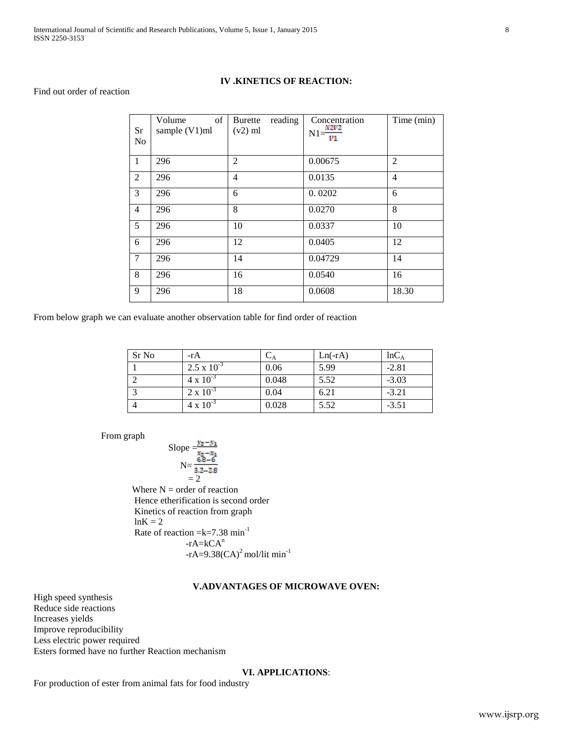## IV .KINETICS OF REACTION:

Find out order of reaction

| Sr No | Volume of sample (V1)ml | Burette reading (v2) ml | Concentration $N1=\frac{N2V2}{V1}$ | Time (min) |
|---|---|---|---|---|
| 1 | 296 | 2 | 0.00675 | 2 |
| 2 | 296 | 4 | 0.0135 | 4 |
| 3 | 296 | 6 | 0. 0202 | 6 |
| 4 | 296 | 8 | 0.0270 | 8 |
| 5 | 296 | 10 | 0.0337 | 10 |
| 6 | 296 | 12 | 0.0405 | 12 |
| 7 | 296 | 14 | 0.04729 | 14 |
| 8 | 296 | 16 | 0.0540 | 16 |
| 9 | 296 | 18 | 0.0608 | 18.30 |

From below graph we can evaluate another observation table for find order of reaction

| Sr No | -rA | $C_A$ | Ln(-rA) | $\ln C_A$ |
|---|---|---|---|---|
| 1 | $2.5 \times 10^{-3}$ | 0.06 | 5.99 | -2.81 |
| 2 | $4 \times 10^{-3}$ | 0.048 | 5.52 | -3.03 |
| 3 | $2 \times 10^{-3}$ | 0.04 | 6.21 | -3.21 |
| 4 | $4 \times 10^{-3}$ | 0.028 | 5.52 | -3.51 |

From graph

$$\text{Slope} = \frac{y_2 - y_1}{x_2 - x_1}$$

$$N = \frac{6.8 - 6}{3.2 - 2.8}$$

$$= 2$$

Where N = order of reaction

Hence etherification is second order

Kinetics of reaction from graph

$\ln K = 2$

Rate of reaction $= k = 7.38 \text{ min}^{-1}$

$-rA = kCA^n$

$-rA = 9.38(CA)^2$ mol/lit $\text{min}^{-1}$

## V.ADVANTAGES OF MICROWAVE OVEN:

High speed synthesis
Reduce side reactions
Increases yields
Improve reproducibility
Less electric power required
Esters formed have no further Reaction mechanism

## VI. APPLICATIONS:

For production of ester from animal fats for food industry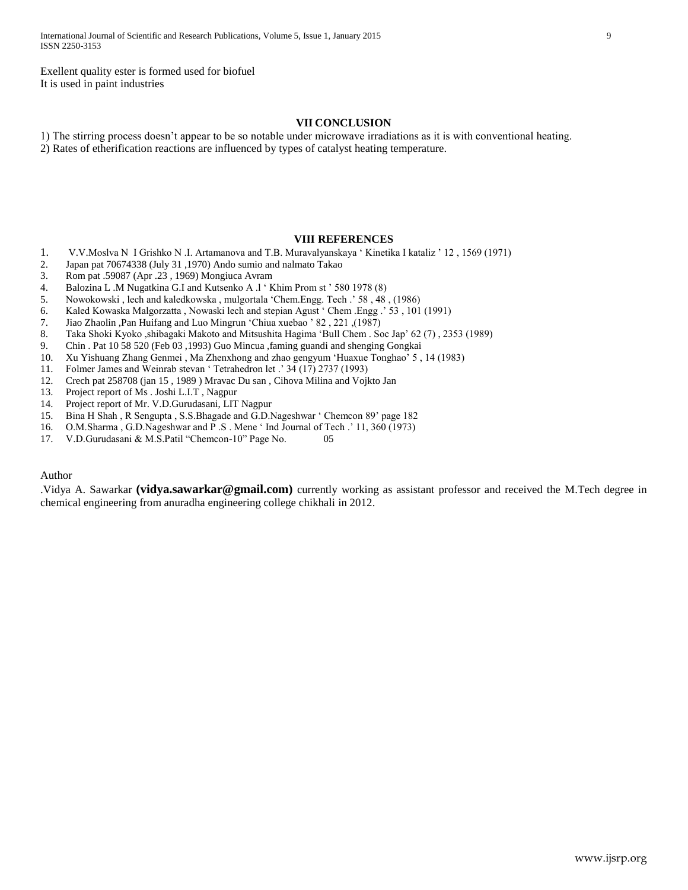Exellent quality ester is formed used for biofuel
It is used in paint industries

## VII CONCLUSION

1) The stirring process doesn't appear to be so notable under microwave irradiations as it is with conventional heating.
2) Rates of etherification reactions are influenced by types of catalyst heating temperature.

## VIII REFERENCES

1. V.V.Moslva N I Grishko N .I. Artamanova and T.B. Muravalyanskaya ' Kinetika I kataliz ' 12 , 1569 (1971)
2. Japan pat 70674338 (July 31 ,1970) Ando sumio and nalmato Takao
3. Rom pat .59087 (Apr .23 , 1969) Mongiuca Avram
4. Balozina L .M Nugatkina G.I and Kutsenko A .l ' Khim Prom st ' 580 1978 (8)
5. Nowokowski , lech and kaledkowska , mulgortala 'Chem.Engg. Tech .' 58 , 48 , (1986)
6. Kaled Kowaska Malgorzatta , Nowaski lech and stepian Agust ' Chem .Engg .' 53 , 101 (1991)
7. Jiao Zhaolin ,Pan Huifang and Luo Mingrun 'Chiua xuebao ' 82 , 221 ,(1987)
8. Taka Shoki Kyoko ,shibagaki Makoto and Mitsushita Hagima 'Bull Chem . Soc Jap' 62 (7) , 2353 (1989)
9. Chin . Pat 10 58 520 (Feb 03 ,1993) Guo Mincua ,faming guandi and shenging Gongkai
10. Xu Yishuang Zhang Genmei , Ma Zhenxhong and zhao gengyum 'Huaxue Tonghao' 5 , 14 (1983)
11. Folmer James and Weinrab stevan ' Tetrahedron let .' 34 (17) 2737 (1993)
12. Crech pat 258708 (jan 15 , 1989 ) Mravac Du san , Cihova Milina and Vojkto Jan
13. Project report of Ms . Joshi L.I.T , Nagpur
14. Project report of Mr. V.D.Gurudasani, LIT Nagpur
15. Bina H Shah , R Sengupta , S.S.Bhagade and G.D.Nageshwar ' Chemcon 89' page 182
16. O.M.Sharma , G.D.Nageshwar and P .S . Mene ' Ind Journal of Tech .' 11, 360 (1973)
17. V.D.Gurudasani & M.S.Patil "Chemcon-10" Page No. 05

Author

.Vidya A. Sawarkar **(vidya.sawarkar@gmail.com)** currently working as assistant professor and received the M.Tech degree in chemical engineering from anuradha engineering college chikhali in 2012.